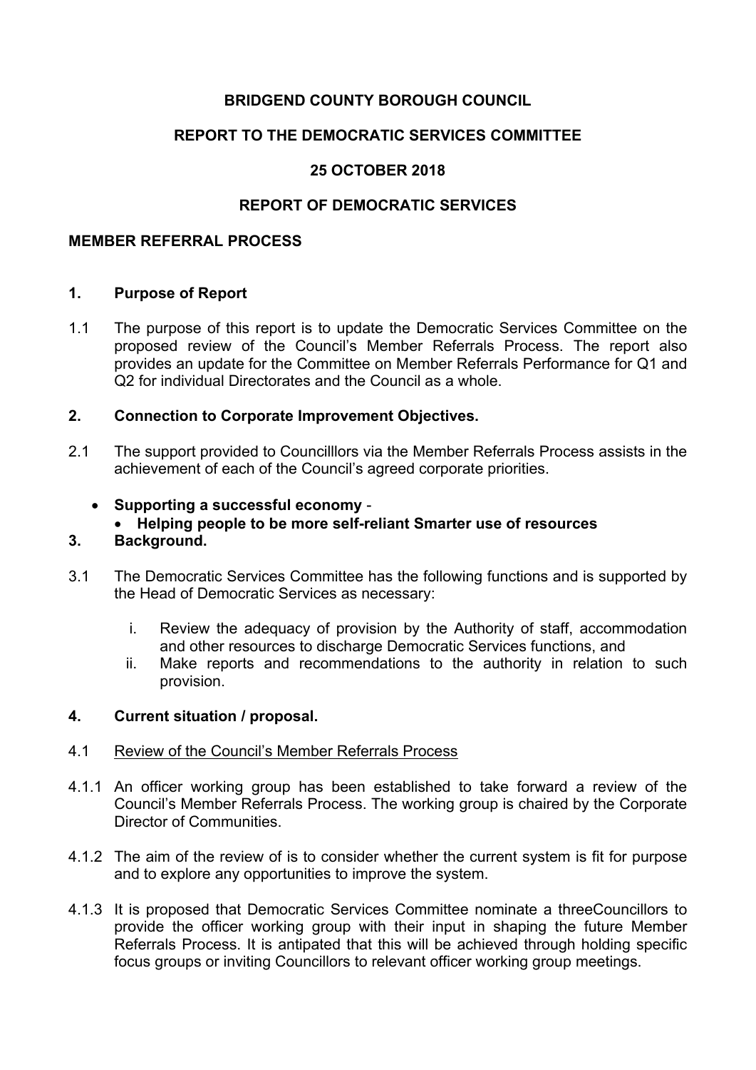**BRIDGEND COUNTY BOROUGH COUNCIL**

**REPORT TO THE DEMOCRATIC SERVICES COMMITTEE**

**25 OCTOBER 2018**

**REPORT OF DEMOCRATIC SERVICES**

**MEMBER REFERRAL PROCESS**

**1. Purpose of Report**

1.1 The purpose of this report is to update the Democratic Services Committee on the proposed review of the Council's Member Referrals Process. The report also provides an update for the Committee on Member Referrals Performance for Q1 and Q2 for individual Directorates and the Council as a whole.

**2. Connection to Corporate Improvement Objectives.**

2.1 The support provided to Councilllors via the Member Referrals Process assists in the achievement of each of the Council's agreed corporate priorities.

- **Supporting a successful economy** -
  - **Helping people to be more self-reliant Smarter use of resources**

**3. Background.**

3.1 The Democratic Services Committee has the following functions and is supported by the Head of Democratic Services as necessary:

i. Review the adequacy of provision by the Authority of staff, accommodation and other resources to discharge Democratic Services functions, and
ii. Make reports and recommendations to the authority in relation to such provision.

**4. Current situation / proposal.**

4.1 Review of the Council's Member Referrals Process

4.1.1 An officer working group has been established to take forward a review of the Council's Member Referrals Process. The working group is chaired by the Corporate Director of Communities.

4.1.2 The aim of the review of is to consider whether the current system is fit for purpose and to explore any opportunities to improve the system.

4.1.3 It is proposed that Democratic Services Committee nominate a threeCouncillors to provide the officer working group with their input in shaping the future Member Referrals Process. It is antipated that this will be achieved through holding specific focus groups or inviting Councillors to relevant officer working group meetings.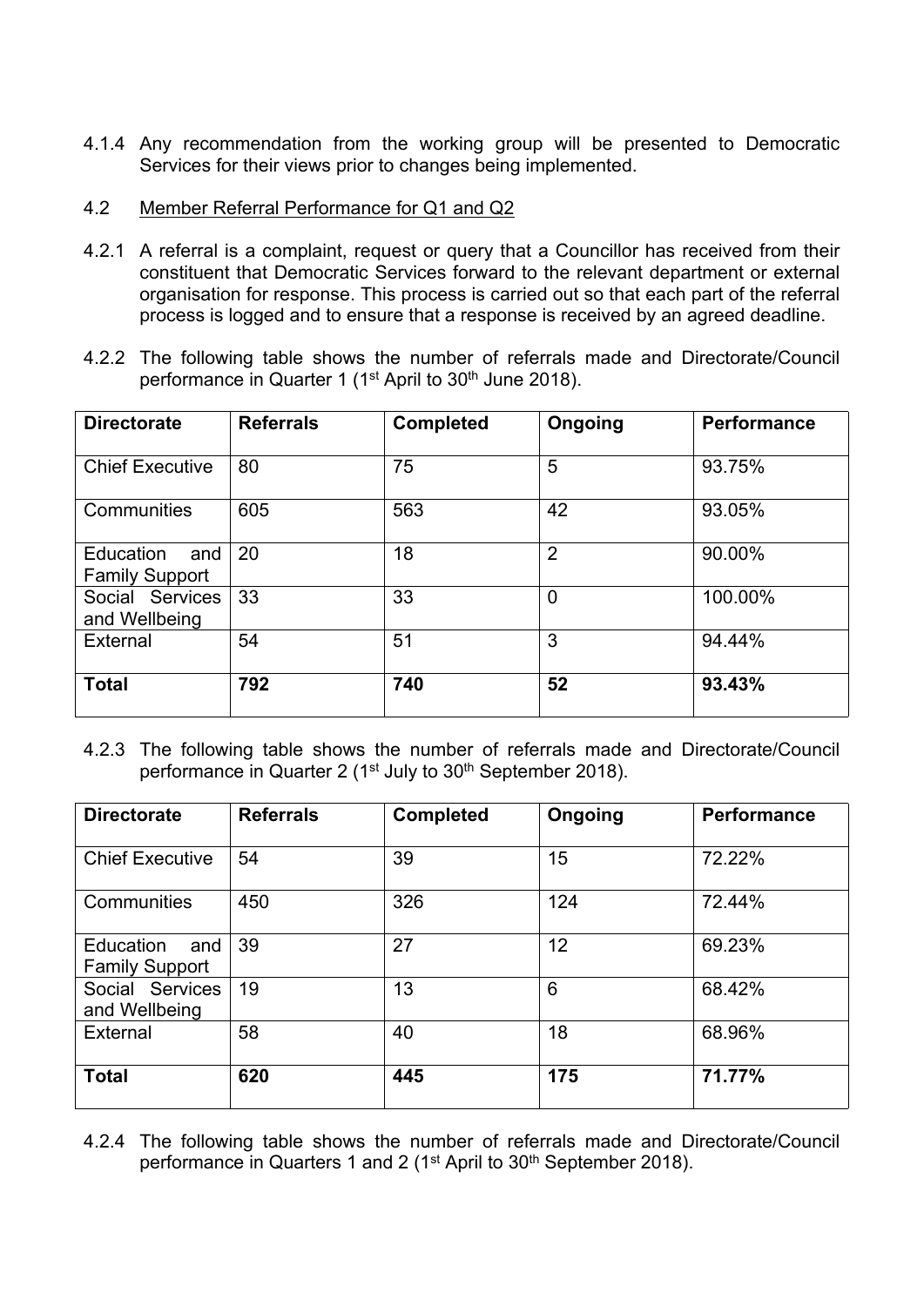4.1.4 Any recommendation from the working group will be presented to Democratic Services for their views prior to changes being implemented.

4.2 Member Referral Performance for Q1 and Q2

4.2.1 A referral is a complaint, request or query that a Councillor has received from their constituent that Democratic Services forward to the relevant department or external organisation for response. This process is carried out so that each part of the referral process is logged and to ensure that a response is received by an agreed deadline.

4.2.2 The following table shows the number of referrals made and Directorate/Council performance in Quarter 1 (1st April to 30th June 2018).

| Directorate | Referrals | Completed | Ongoing | Performance |
|---|---|---|---|---|
| Chief Executive | 80 | 75 | 5 | 93.75% |
| Communities | 605 | 563 | 42 | 93.05% |
| Education and Family Support | 20 | 18 | 2 | 90.00% |
| Social Services and Wellbeing | 33 | 33 | 0 | 100.00% |
| External | 54 | 51 | 3 | 94.44% |
| **Total** | **792** | **740** | **52** | **93.43%** |

4.2.3 The following table shows the number of referrals made and Directorate/Council performance in Quarter 2 (1st July to 30th September 2018).

| Directorate | Referrals | Completed | Ongoing | Performance |
|---|---|---|---|---|
| Chief Executive | 54 | 39 | 15 | 72.22% |
| Communities | 450 | 326 | 124 | 72.44% |
| Education and Family Support | 39 | 27 | 12 | 69.23% |
| Social Services and Wellbeing | 19 | 13 | 6 | 68.42% |
| External | 58 | 40 | 18 | 68.96% |
| **Total** | **620** | **445** | **175** | **71.77%** |

4.2.4 The following table shows the number of referrals made and Directorate/Council performance in Quarters 1 and 2 (1st April to 30th September 2018).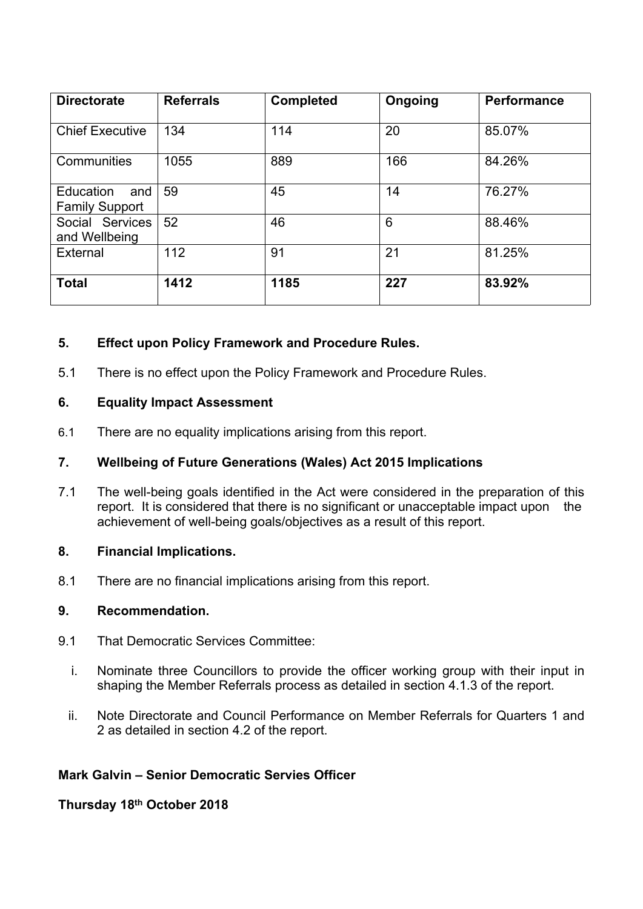| Directorate | Referrals | Completed | Ongoing | Performance |
|---|---|---|---|---|
| Chief Executive | 134 | 114 | 20 | 85.07% |
| Communities | 1055 | 889 | 166 | 84.26% |
| Education and Family Support | 59 | 45 | 14 | 76.27% |
| Social Services and Wellbeing | 52 | 46 | 6 | 88.46% |
| External | 112 | 91 | 21 | 81.25% |
| **Total** | **1412** | **1185** | **227** | **83.92%** |

## 5. Effect upon Policy Framework and Procedure Rules.

5.1 There is no effect upon the Policy Framework and Procedure Rules.

## 6. Equality Impact Assessment

6.1 There are no equality implications arising from this report.

## 7. Wellbeing of Future Generations (Wales) Act 2015 Implications

7.1 The well-being goals identified in the Act were considered in the preparation of this report. It is considered that there is no significant or unacceptable impact upon the achievement of well-being goals/objectives as a result of this report.

## 8. Financial Implications.

8.1 There are no financial implications arising from this report.

## 9. Recommendation.

9.1 That Democratic Services Committee:

i. Nominate three Councillors to provide the officer working group with their input in shaping the Member Referrals process as detailed in section 4.1.3 of the report.

ii. Note Directorate and Council Performance on Member Referrals for Quarters 1 and 2 as detailed in section 4.2 of the report.

**Mark Galvin – Senior Democratic Servies Officer**

**Thursday 18th October 2018**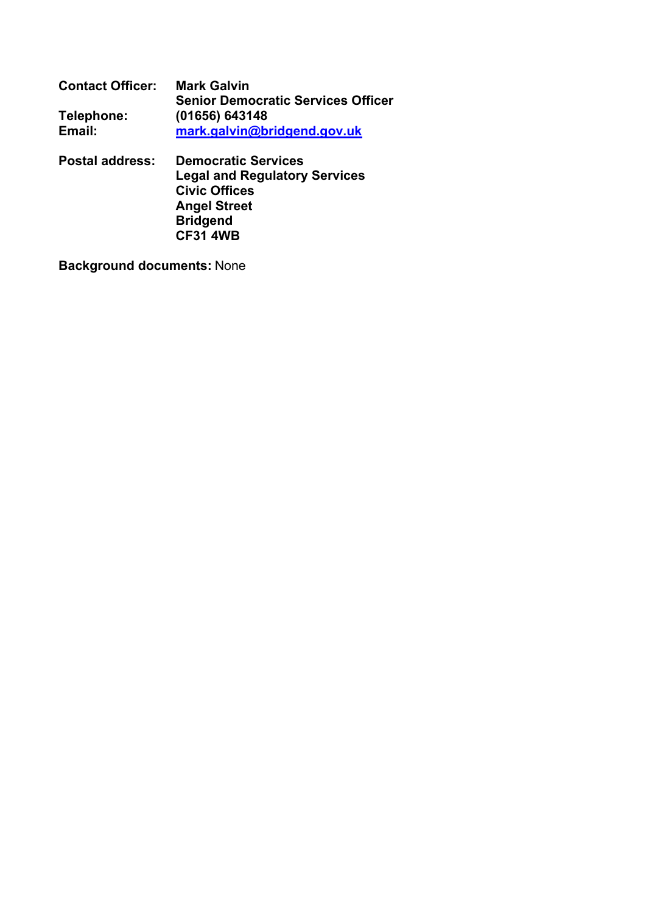**Contact Officer:** **Mark Galvin**
**Senior Democratic Services Officer**
**Telephone:** **(01656) 643148**
**Email:** **mark.galvin@bridgend.gov.uk**

**Postal address:** **Democratic Services**
**Legal and Regulatory Services**
**Civic Offices**
**Angel Street**
**Bridgend**
**CF31 4WB**

**Background documents:** None